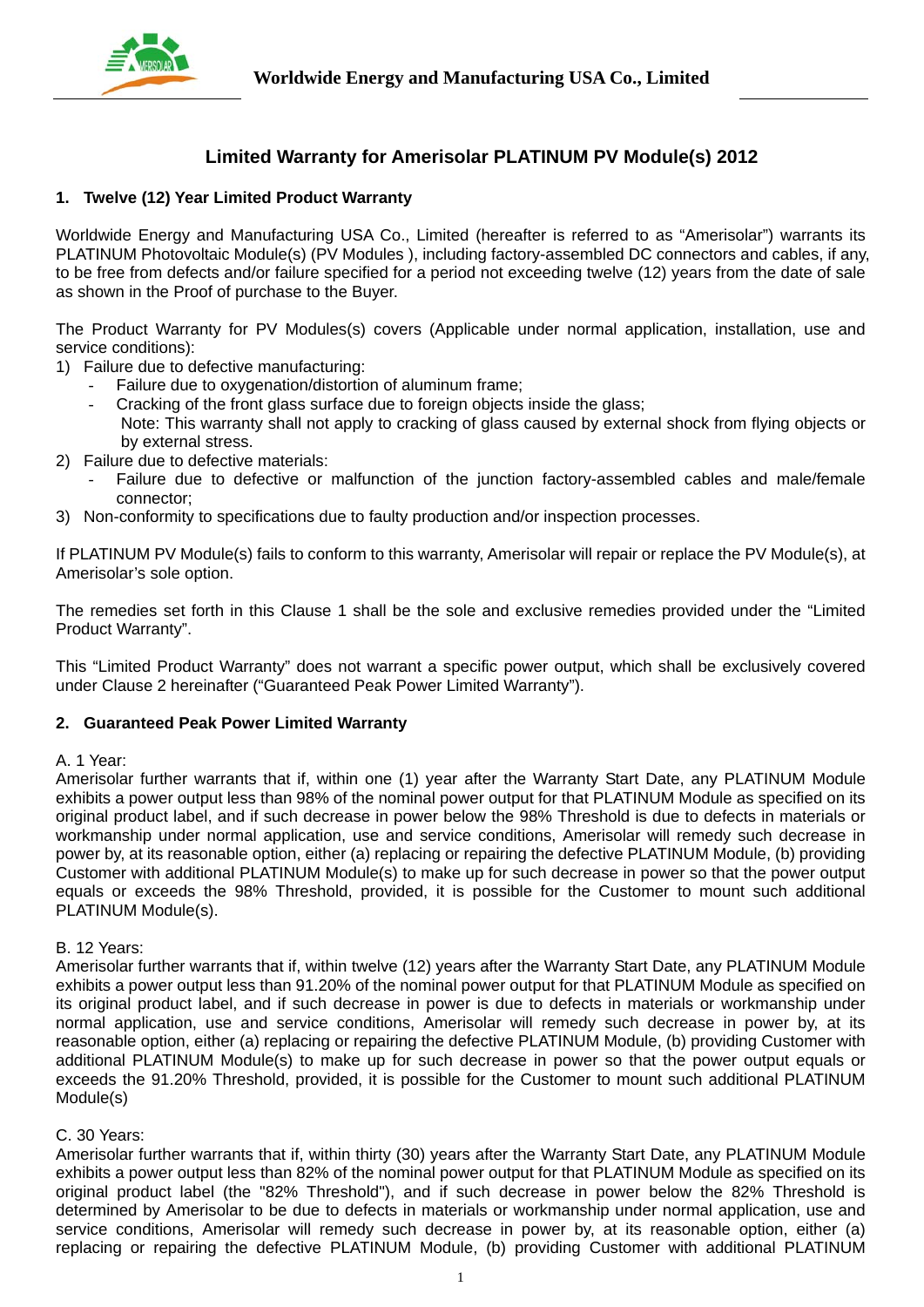**Worldwide Energy and Manufacturing USA Co., Limited**

# Limited Warranty for Amerisolar PLATINUM PV Module(s) 2012

## 1. Twelve (12) Year Limited Product Warranty

Worldwide Energy and Manufacturing USA Co., Limited (hereafter is referred to as "Amerisolar") warrants its PLATINUM Photovoltaic Module(s) (PV Modules ), including factory-assembled DC connectors and cables, if any, to be free from defects and/or failure specified for a period not exceeding twelve (12) years from the date of sale as shown in the Proof of purchase to the Buyer.

The Product Warranty for PV Modules(s) covers (Applicable under normal application, installation, use and service conditions):

1) Failure due to defective manufacturing:
   - Failure due to oxygenation/distortion of aluminum frame;
   - Cracking of the front glass surface due to foreign objects inside the glass;
     Note: This warranty shall not apply to cracking of glass caused by external shock from flying objects or by external stress.
2) Failure due to defective materials:
   - Failure due to defective or malfunction of the junction factory-assembled cables and male/female connector;
3) Non-conformity to specifications due to faulty production and/or inspection processes.

If PLATINUM PV Module(s) fails to conform to this warranty, Amerisolar will repair or replace the PV Module(s), at Amerisolar's sole option.

The remedies set forth in this Clause 1 shall be the sole and exclusive remedies provided under the "Limited Product Warranty".

This "Limited Product Warranty" does not warrant a specific power output, which shall be exclusively covered under Clause 2 hereinafter ("Guaranteed Peak Power Limited Warranty").

## 2. Guaranteed Peak Power Limited Warranty

A. 1 Year:
Amerisolar further warrants that if, within one (1) year after the Warranty Start Date, any PLATINUM Module exhibits a power output less than 98% of the nominal power output for that PLATINUM Module as specified on its original product label, and if such decrease in power below the 98% Threshold is due to defects in materials or workmanship under normal application, use and service conditions, Amerisolar will remedy such decrease in power by, at its reasonable option, either (a) replacing or repairing the defective PLATINUM Module, (b) providing Customer with additional PLATINUM Module(s) to make up for such decrease in power so that the power output equals or exceeds the 98% Threshold, provided, it is possible for the Customer to mount such additional PLATINUM Module(s).

B. 12 Years:
Amerisolar further warrants that if, within twelve (12) years after the Warranty Start Date, any PLATINUM Module exhibits a power output less than 91.20% of the nominal power output for that PLATINUM Module as specified on its original product label, and if such decrease in power is due to defects in materials or workmanship under normal application, use and service conditions, Amerisolar will remedy such decrease in power by, at its reasonable option, either (a) replacing or repairing the defective PLATINUM Module, (b) providing Customer with additional PLATINUM Module(s) to make up for such decrease in power so that the power output equals or exceeds the 91.20% Threshold, provided, it is possible for the Customer to mount such additional PLATINUM Module(s)

C. 30 Years:
Amerisolar further warrants that if, within thirty (30) years after the Warranty Start Date, any PLATINUM Module exhibits a power output less than 82% of the nominal power output for that PLATINUM Module as specified on its original product label (the "82% Threshold"), and if such decrease in power below the 82% Threshold is determined by Amerisolar to be due to defects in materials or workmanship under normal application, use and service conditions, Amerisolar will remedy such decrease in power by, at its reasonable option, either (a) replacing or repairing the defective PLATINUM Module, (b) providing Customer with additional PLATINUM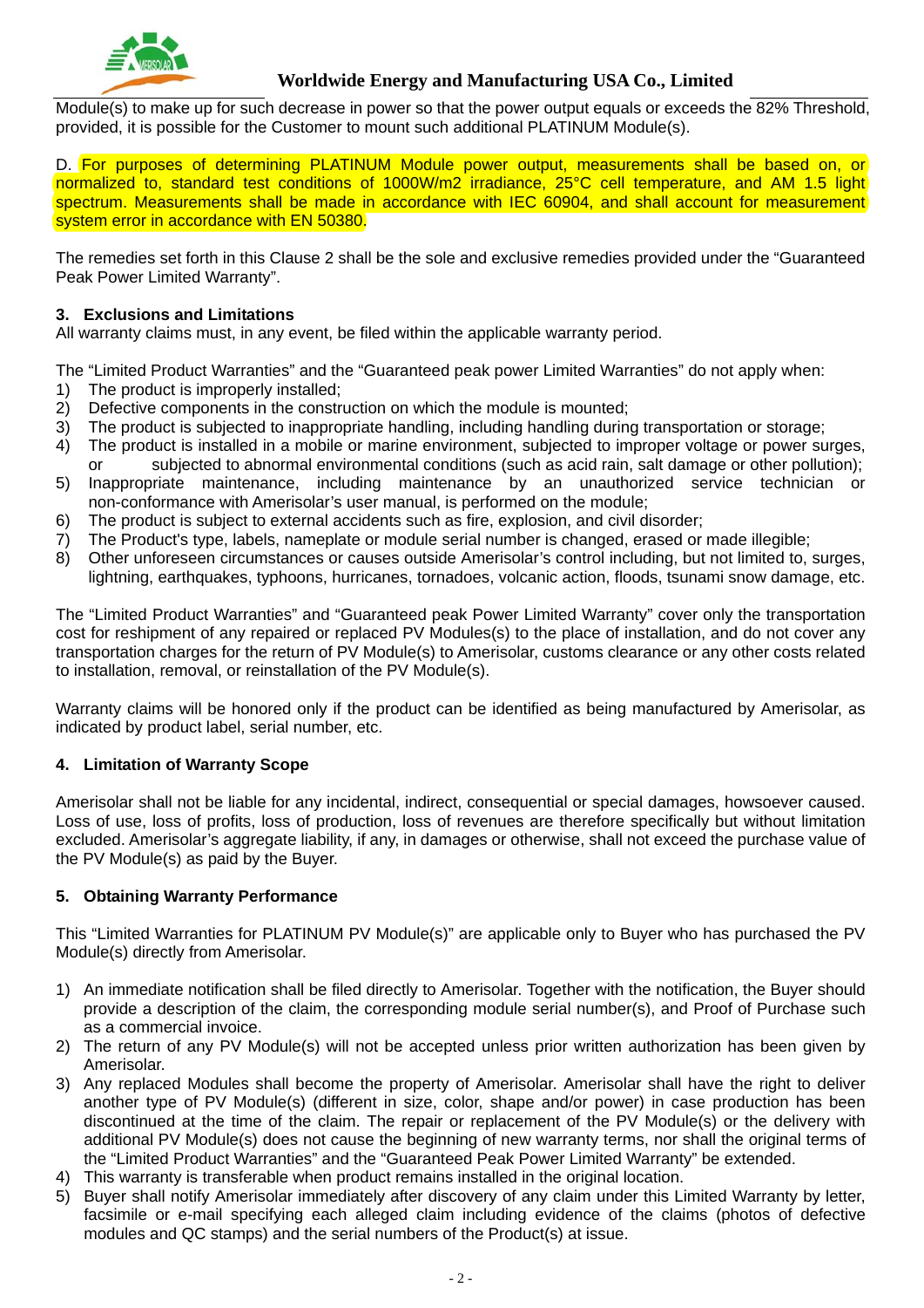Module(s) to make up for such decrease in power so that the power output equals or exceeds the 82% Threshold, provided, it is possible for the Customer to mount such additional PLATINUM Module(s).

D. For purposes of determining PLATINUM Module power output, measurements shall be based on, or normalized to, standard test conditions of 1000W/m2 irradiance, 25°C cell temperature, and AM 1.5 light spectrum. Measurements shall be made in accordance with IEC 60904, and shall account for measurement system error in accordance with EN 50380.

The remedies set forth in this Clause 2 shall be the sole and exclusive remedies provided under the "Guaranteed Peak Power Limited Warranty".

**3. Exclusions and Limitations**

All warranty claims must, in any event, be filed within the applicable warranty period.

The "Limited Product Warranties" and the "Guaranteed peak power Limited Warranties" do not apply when:

1) The product is improperly installed;
2) Defective components in the construction on which the module is mounted;
3) The product is subjected to inappropriate handling, including handling during transportation or storage;
4) The product is installed in a mobile or marine environment, subjected to improper voltage or power surges, or subjected to abnormal environmental conditions (such as acid rain, salt damage or other pollution);
5) Inappropriate maintenance, including maintenance by an unauthorized service technician or non-conformance with Amerisolar's user manual, is performed on the module;
6) The product is subject to external accidents such as fire, explosion, and civil disorder;
7) The Product's type, labels, nameplate or module serial number is changed, erased or made illegible;
8) Other unforeseen circumstances or causes outside Amerisolar's control including, but not limited to, surges, lightning, earthquakes, typhoons, hurricanes, tornadoes, volcanic action, floods, tsunami snow damage, etc.

The "Limited Product Warranties" and "Guaranteed peak Power Limited Warranty" cover only the transportation cost for reshipment of any repaired or replaced PV Modules(s) to the place of installation, and do not cover any transportation charges for the return of PV Module(s) to Amerisolar, customs clearance or any other costs related to installation, removal, or reinstallation of the PV Module(s).

Warranty claims will be honored only if the product can be identified as being manufactured by Amerisolar, as indicated by product label, serial number, etc.

**4. Limitation of Warranty Scope**

Amerisolar shall not be liable for any incidental, indirect, consequential or special damages, howsoever caused. Loss of use, loss of profits, loss of production, loss of revenues are therefore specifically but without limitation excluded. Amerisolar's aggregate liability, if any, in damages or otherwise, shall not exceed the purchase value of the PV Module(s) as paid by the Buyer.

**5. Obtaining Warranty Performance**

This "Limited Warranties for PLATINUM PV Module(s)" are applicable only to Buyer who has purchased the PV Module(s) directly from Amerisolar.

1) An immediate notification shall be filed directly to Amerisolar. Together with the notification, the Buyer should provide a description of the claim, the corresponding module serial number(s), and Proof of Purchase such as a commercial invoice.
2) The return of any PV Module(s) will not be accepted unless prior written authorization has been given by Amerisolar.
3) Any replaced Modules shall become the property of Amerisolar. Amerisolar shall have the right to deliver another type of PV Module(s) (different in size, color, shape and/or power) in case production has been discontinued at the time of the claim. The repair or replacement of the PV Module(s) or the delivery with additional PV Module(s) does not cause the beginning of new warranty terms, nor shall the original terms of the "Limited Product Warranties" and the "Guaranteed Peak Power Limited Warranty" be extended.
4) This warranty is transferable when product remains installed in the original location.
5) Buyer shall notify Amerisolar immediately after discovery of any claim under this Limited Warranty by letter, facsimile or e-mail specifying each alleged claim including evidence of the claims (photos of defective modules and QC stamps) and the serial numbers of the Product(s) at issue.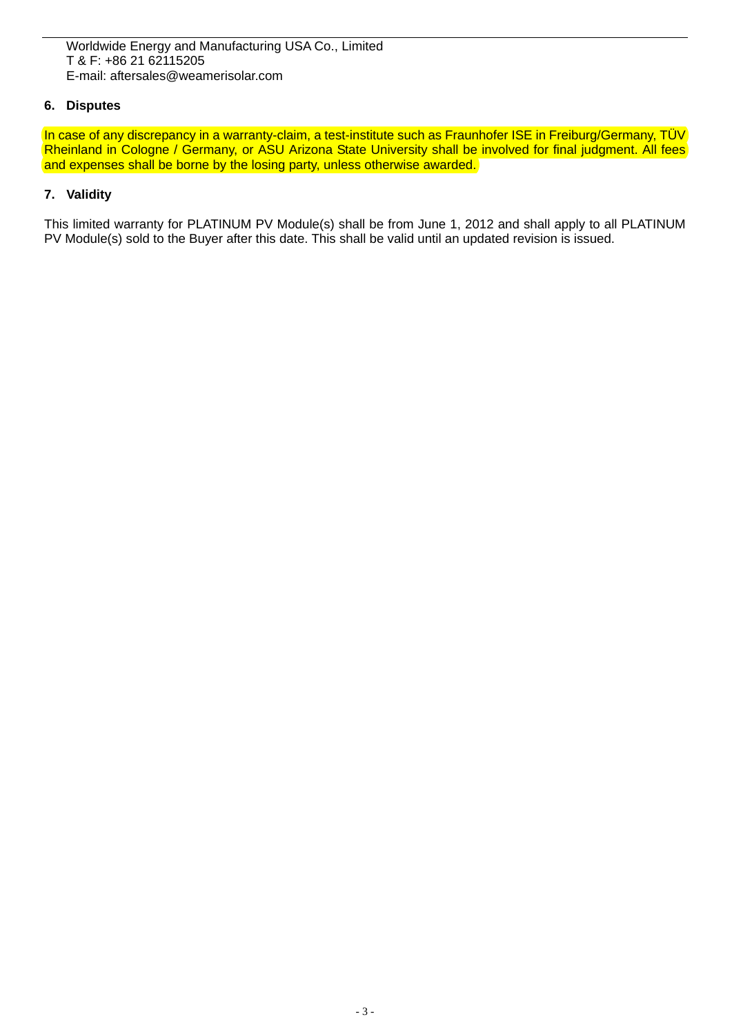Worldwide Energy and Manufacturing USA Co., Limited
T & F: +86 21 62115205
E-mail: aftersales@weamerisolar.com

## 6. Disputes

In case of any discrepancy in a warranty-claim, a test-institute such as Fraunhofer ISE in Freiburg/Germany, TÜV Rheinland in Cologne / Germany, or ASU Arizona State University shall be involved for final judgment. All fees and expenses shall be borne by the losing party, unless otherwise awarded.

## 7. Validity

This limited warranty for PLATINUM PV Module(s) shall be from June 1, 2012 and shall apply to all PLATINUM PV Module(s) sold to the Buyer after this date. This shall be valid until an updated revision is issued.